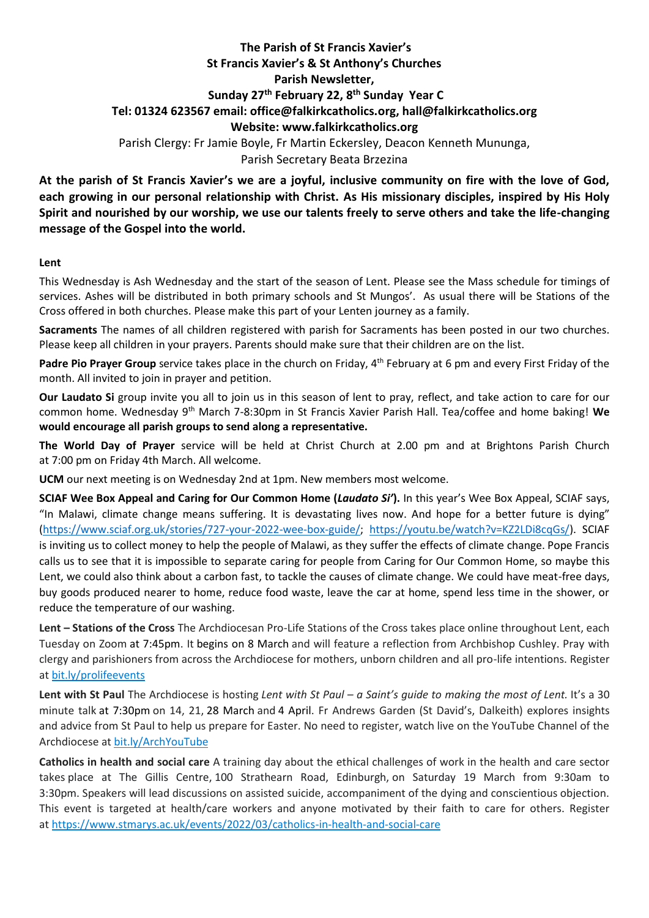**The Parish of St Francis Xavier's**
**St Francis Xavier's & St Anthony's Churches**
**Parish Newsletter,**
**Sunday 27th February 22, 8th Sunday Year C**
**Tel: 01324 623567 email: office@falkirkcatholics.org, hall@falkirkcatholics.org**
**Website: www.falkirkcatholics.org**

Parish Clergy: Fr Jamie Boyle, Fr Martin Eckersley, Deacon Kenneth Mununga,
Parish Secretary Beata Brzezina

**At the parish of St Francis Xavier's we are a joyful, inclusive community on fire with the love of God, each growing in our personal relationship with Christ. As His missionary disciples, inspired by His Holy Spirit and nourished by our worship, we use our talents freely to serve others and take the life-changing message of the Gospel into the world.**

**Lent**

This Wednesday is Ash Wednesday and the start of the season of Lent. Please see the Mass schedule for timings of services. Ashes will be distributed in both primary schools and St Mungos'. As usual there will be Stations of the Cross offered in both churches. Please make this part of your Lenten journey as a family.

**Sacraments** The names of all children registered with parish for Sacraments has been posted in our two churches. Please keep all children in your prayers. Parents should make sure that their children are on the list.

**Padre Pio Prayer Group** service takes place in the church on Friday, 4th February at 6 pm and every First Friday of the month. All invited to join in prayer and petition.

**Our Laudato Si** group invite you all to join us in this season of lent to pray, reflect, and take action to care for our common home. Wednesday 9th March 7-8:30pm in St Francis Xavier Parish Hall. Tea/coffee and home baking! **We would encourage all parish groups to send along a representative.**

**The World Day of Prayer** service will be held at Christ Church at 2.00 pm and at Brightons Parish Church at 7:00 pm on Friday 4th March. All welcome.

**UCM** our next meeting is on Wednesday 2nd at 1pm. New members most welcome.

**SCIAF Wee Box Appeal and Caring for Our Common Home (*Laudato Si'*).** In this year's Wee Box Appeal, SCIAF says, "In Malawi, climate change means suffering. It is devastating lives now. And hope for a better future is dying" (https://www.sciaf.org.uk/stories/727-your-2022-wee-box-guide/; https://youtu.be/watch?v=KZ2LDi8cqGs/). SCIAF is inviting us to collect money to help the people of Malawi, as they suffer the effects of climate change. Pope Francis calls us to see that it is impossible to separate caring for people from Caring for Our Common Home, so maybe this Lent, we could also think about a carbon fast, to tackle the causes of climate change. We could have meat-free days, buy goods produced nearer to home, reduce food waste, leave the car at home, spend less time in the shower, or reduce the temperature of our washing.

**Lent – Stations of the Cross** The Archdiocesan Pro-Life Stations of the Cross takes place online throughout Lent, each Tuesday on Zoom at 7:45pm. It begins on 8 March and will feature a reflection from Archbishop Cushley. Pray with clergy and parishioners from across the Archdiocese for mothers, unborn children and all pro-life intentions. Register at bit.ly/prolifeevents

**Lent with St Paul** The Archdiocese is hosting *Lent with St Paul – a Saint's guide to making the most of Lent.* It's a 30 minute talk at 7:30pm on 14, 21, 28 March and 4 April. Fr Andrews Garden (St David's, Dalkeith) explores insights and advice from St Paul to help us prepare for Easter. No need to register, watch live on the YouTube Channel of the Archdiocese at bit.ly/ArchYouTube

**Catholics in health and social care** A training day about the ethical challenges of work in the health and care sector takes place at The Gillis Centre, 100 Strathearn Road, Edinburgh, on Saturday 19 March from 9:30am to 3:30pm. Speakers will lead discussions on assisted suicide, accompaniment of the dying and conscientious objection. This event is targeted at health/care workers and anyone motivated by their faith to care for others. Register at https://www.stmarys.ac.uk/events/2022/03/catholics-in-health-and-social-care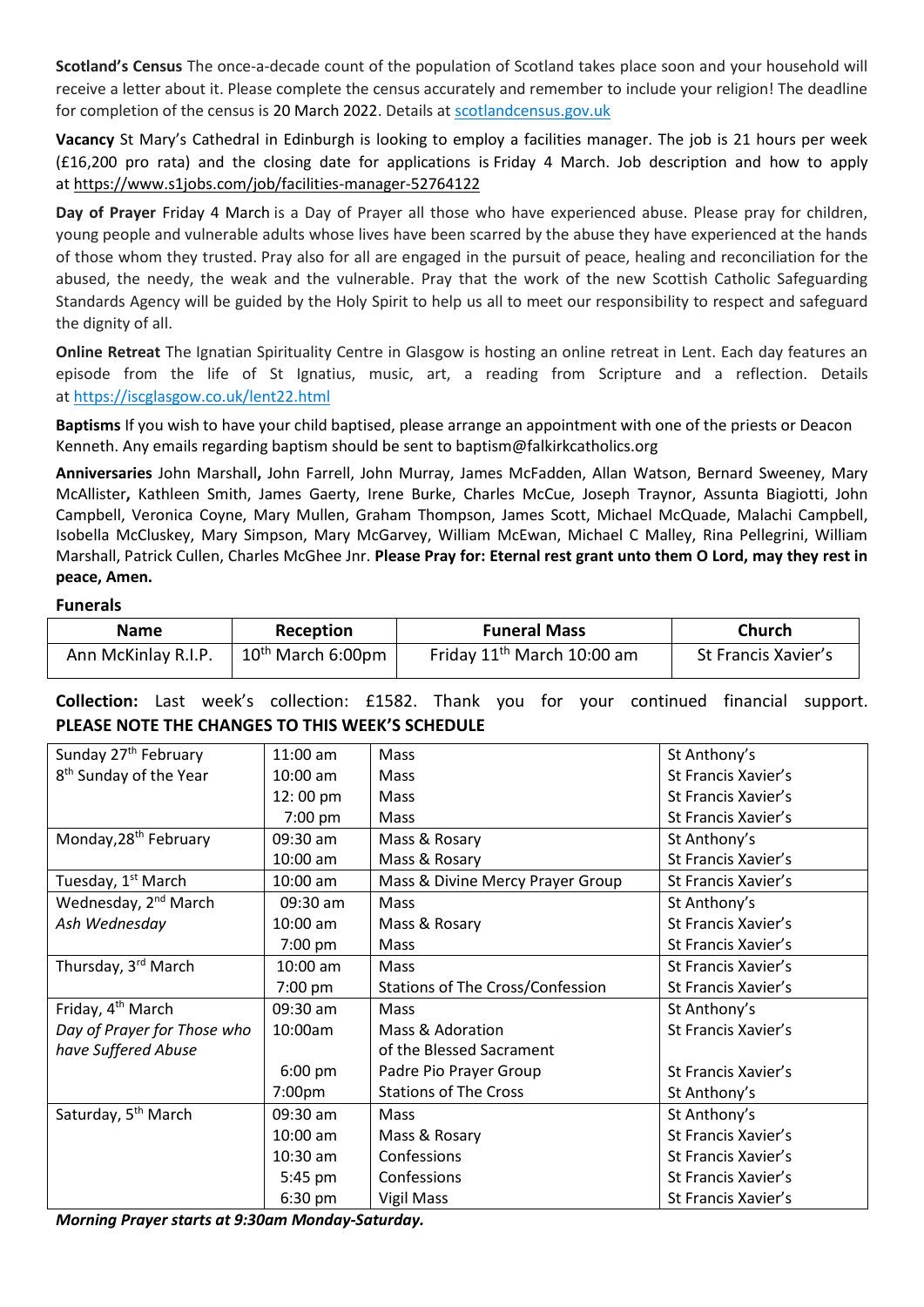**Scotland's Census** The once-a-decade count of the population of Scotland takes place soon and your household will receive a letter about it. Please complete the census accurately and remember to include your religion! The deadline for completion of the census is 20 March 2022. Details at scotlandcensus.gov.uk

**Vacancy** St Mary's Cathedral in Edinburgh is looking to employ a facilities manager. The job is 21 hours per week (£16,200 pro rata) and the closing date for applications is Friday 4 March. Job description and how to apply at https://www.s1jobs.com/job/facilities-manager-52764122

**Day of Prayer** Friday 4 March is a Day of Prayer all those who have experienced abuse. Please pray for children, young people and vulnerable adults whose lives have been scarred by the abuse they have experienced at the hands of those whom they trusted. Pray also for all are engaged in the pursuit of peace, healing and reconciliation for the abused, the needy, the weak and the vulnerable. Pray that the work of the new Scottish Catholic Safeguarding Standards Agency will be guided by the Holy Spirit to help us all to meet our responsibility to respect and safeguard the dignity of all.

**Online Retreat** The Ignatian Spirituality Centre in Glasgow is hosting an online retreat in Lent. Each day features an episode from the life of St Ignatius, music, art, a reading from Scripture and a reflection. Details at https://iscglasgow.co.uk/lent22.html

**Baptisms** If you wish to have your child baptised, please arrange an appointment with one of the priests or Deacon Kenneth. Any emails regarding baptism should be sent to baptism@falkirkcatholics.org

**Anniversaries** John Marshall**,** John Farrell, John Murray, James McFadden, Allan Watson, Bernard Sweeney, Mary McAllister**,** Kathleen Smith, James Gaerty, Irene Burke, Charles McCue, Joseph Traynor, Assunta Biagiotti, John Campbell, Veronica Coyne, Mary Mullen, Graham Thompson, James Scott, Michael McQuade, Malachi Campbell, Isobella McCluskey, Mary Simpson, Mary McGarvey, William McEwan, Michael C Malley, Rina Pellegrini, William Marshall, Patrick Cullen, Charles McGhee Jnr. **Please Pray for: Eternal rest grant unto them O Lord, may they rest in peace, Amen.**

**Funerals**

| Name | Reception | Funeral Mass | Church |
|---|---|---|---|
| Ann McKinlay R.I.P. | 10th March 6:00pm | Friday 11th March 10:00 am | St Francis Xavier's |

**Collection:** Last week's collection: £1582. Thank you for your continued financial support.
**PLEASE NOTE THE CHANGES TO THIS WEEK'S SCHEDULE**

| | | | |
|---|---|---|---|
| Sunday 27th February | 11:00 am | Mass | St Anthony's |
| 8th Sunday of the Year | 10:00 am | Mass | St Francis Xavier's |
| | 12: 00 pm | Mass | St Francis Xavier's |
| | 7:00 pm | Mass | St Francis Xavier's |
| Monday,28th February | 09:30 am | Mass & Rosary | St Anthony's |
| | 10:00 am | Mass & Rosary | St Francis Xavier's |
| Tuesday, 1st March | 10:00 am | Mass & Divine Mercy Prayer Group | St Francis Xavier's |
| Wednesday, 2nd March | 09:30 am | Mass | St Anthony's |
| *Ash Wednesday* | 10:00 am | Mass & Rosary | St Francis Xavier's |
| | 7:00 pm | Mass | St Francis Xavier's |
| Thursday, 3rd March | 10:00 am | Mass | St Francis Xavier's |
| | 7:00 pm | Stations of The Cross/Confession | St Francis Xavier's |
| Friday, 4th March | 09:30 am | Mass | St Anthony's |
| *Day of Prayer for Those who have Suffered Abuse* | 10:00am | Mass & Adoration of the Blessed Sacrament | St Francis Xavier's |
| | 6:00 pm | Padre Pio Prayer Group | St Francis Xavier's |
| | 7:00pm | Stations of The Cross | St Anthony's |
| Saturday, 5th March | 09:30 am | Mass | St Anthony's |
| | 10:00 am | Mass & Rosary | St Francis Xavier's |
| | 10:30 am | Confessions | St Francis Xavier's |
| | 5:45 pm | Confessions | St Francis Xavier's |
| | 6:30 pm | Vigil Mass | St Francis Xavier's |

***Morning Prayer starts at 9:30am Monday-Saturday.***